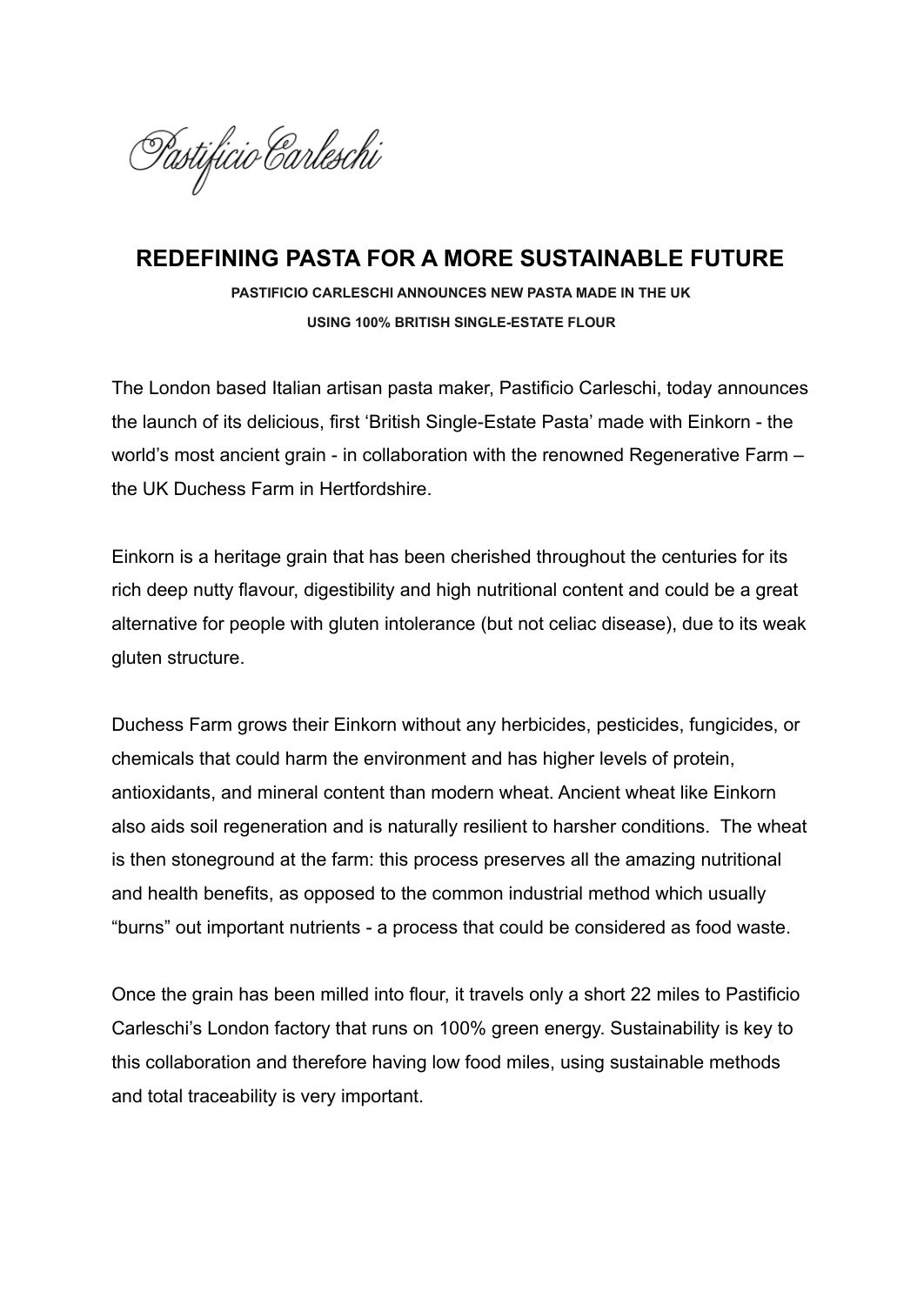Pastificio Carleschi

# REDEFINING PASTA FOR A MORE SUSTAINABLE FUTURE

**PASTIFICIO CARLESCHI ANNOUNCES NEW PASTA MADE IN THE UK**

**USING 100% BRITISH SINGLE-ESTATE FLOUR**

The London based Italian artisan pasta maker, Pastificio Carleschi, today announces the launch of its delicious, first 'British Single-Estate Pasta' made with Einkorn - the world's most ancient grain - in collaboration with the renowned Regenerative Farm – the UK Duchess Farm in Hertfordshire.

Einkorn is a heritage grain that has been cherished throughout the centuries for its rich deep nutty flavour, digestibility and high nutritional content and could be a great alternative for people with gluten intolerance (but not celiac disease), due to its weak gluten structure.

Duchess Farm grows their Einkorn without any herbicides, pesticides, fungicides, or chemicals that could harm the environment and has higher levels of protein, antioxidants, and mineral content than modern wheat. Ancient wheat like Einkorn also aids soil regeneration and is naturally resilient to harsher conditions. The wheat is then stoneground at the farm: this process preserves all the amazing nutritional and health benefits, as opposed to the common industrial method which usually "burns" out important nutrients - a process that could be considered as food waste.

Once the grain has been milled into flour, it travels only a short 22 miles to Pastificio Carleschi's London factory that runs on 100% green energy. Sustainability is key to this collaboration and therefore having low food miles, using sustainable methods and total traceability is very important.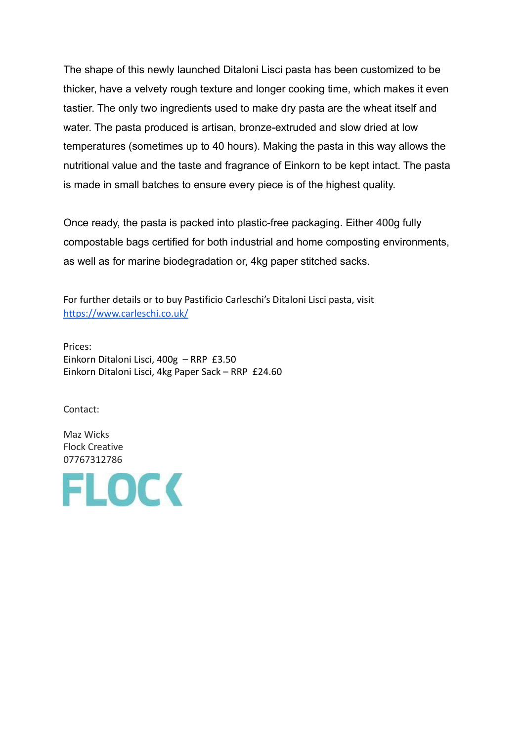The shape of this newly launched Ditaloni Lisci pasta has been customized to be thicker, have a velvety rough texture and longer cooking time, which makes it even tastier. The only two ingredients used to make dry pasta are the wheat itself and water. The pasta produced is artisan, bronze-extruded and slow dried at low temperatures (sometimes up to 40 hours). Making the pasta in this way allows the nutritional value and the taste and fragrance of Einkorn to be kept intact. The pasta is made in small batches to ensure every piece is of the highest quality.

Once ready, the pasta is packed into plastic-free packaging. Either 400g fully compostable bags certified for both industrial and home composting environments, as well as for marine biodegradation or, 4kg paper stitched sacks.

For further details or to buy Pastificio Carleschi's Ditaloni Lisci pasta, visit [https://www.carleschi.co.uk/](https://www.carleschi.co.uk/)

Prices:
Einkorn Ditaloni Lisci, 400g – RRP £3.50
Einkorn Ditaloni Lisci, 4kg Paper Sack – RRP £24.60

Contact:

Maz Wicks
Flock Creative
07767312786

FLOCK